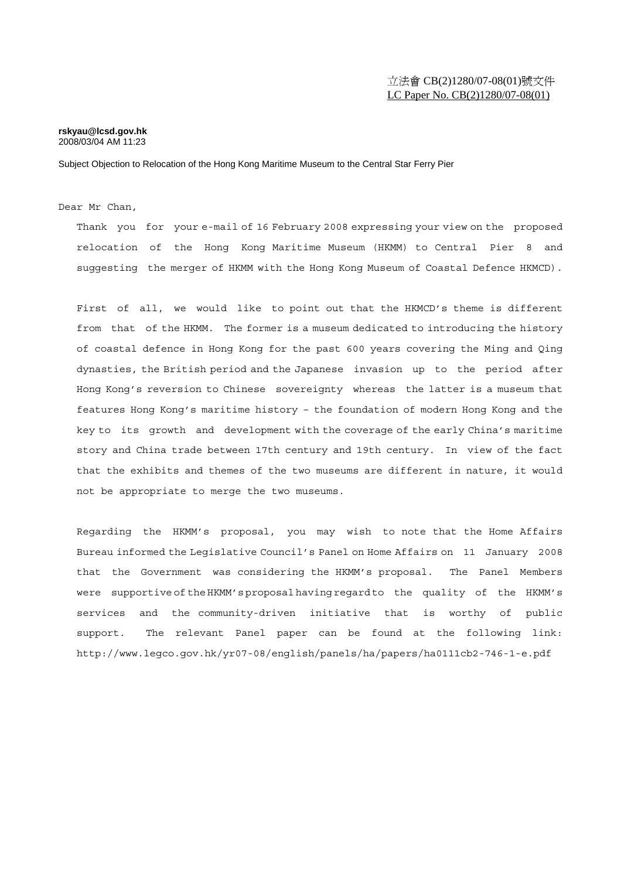立法會 CB(2)1280/07-08(01)號文件
LC Paper No. CB(2)1280/07-08(01)

**rskyau@lcsd.gov.hk**
2008/03/04 AM 11:23

Subject Objection to Relocation of the Hong Kong Maritime Museum to the Central Star Ferry Pier

Dear Mr Chan,

Thank you for your e-mail of 16 February 2008 expressing your view on the proposed relocation of the Hong Kong Maritime Museum (HKMM) to Central Pier 8 and suggesting the merger of HKMM with the Hong Kong Museum of Coastal Defence HKMCD).

First of all, we would like to point out that the HKMCD's theme is different from that of the HKMM. The former is a museum dedicated to introducing the history of coastal defence in Hong Kong for the past 600 years covering the Ming and Qing dynasties, the British period and the Japanese invasion up to the period after Hong Kong's reversion to Chinese sovereignty whereas the latter is a museum that features Hong Kong's maritime history – the foundation of modern Hong Kong and the key to its growth and development with the coverage of the early China's maritime story and China trade between 17th century and 19th century. In view of the fact that the exhibits and themes of the two museums are different in nature, it would not be appropriate to merge the two museums.

Regarding the HKMM's proposal, you may wish to note that the Home Affairs Bureau informed the Legislative Council's Panel on Home Affairs on 11 January 2008 that the Government was considering the HKMM's proposal. The Panel Members were supportive of the HKMM's proposal having regard to the quality of the HKMM's services and the community-driven initiative that is worthy of public support. The relevant Panel paper can be found at the following link: http://www.legco.gov.hk/yr07-08/english/panels/ha/papers/ha0111cb2-746-1-e.pdf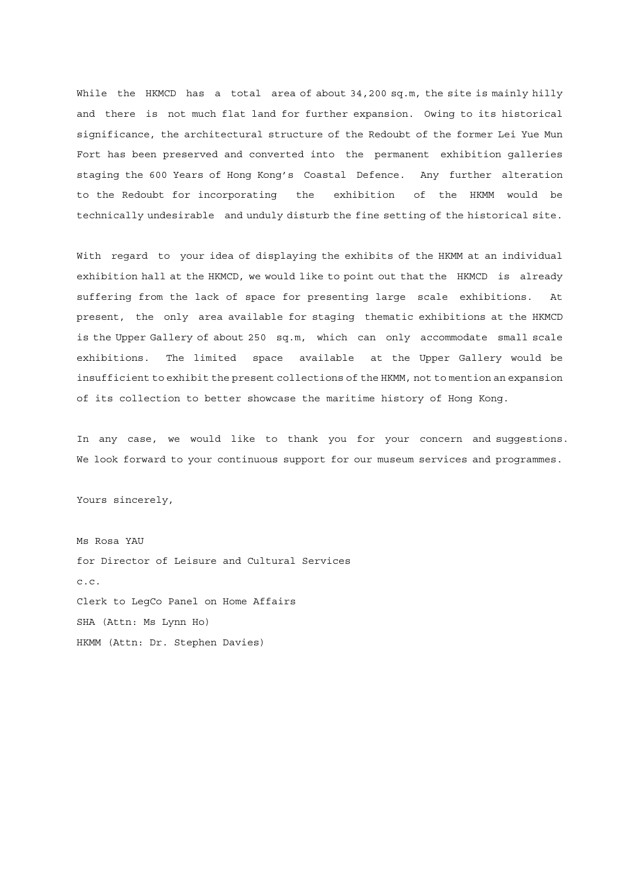While the HKMCD has a total area of about 34,200 sq.m, the site is mainly hilly and there is not much flat land for further expansion. Owing to its historical significance, the architectural structure of the Redoubt of the former Lei Yue Mun Fort has been preserved and converted into the permanent exhibition galleries staging the 600 Years of Hong Kong's Coastal Defence. Any further alteration to the Redoubt for incorporating the exhibition of the HKMM would be technically undesirable and unduly disturb the fine setting of the historical site.

With regard to your idea of displaying the exhibits of the HKMM at an individual exhibition hall at the HKMCD, we would like to point out that the HKMCD is already suffering from the lack of space for presenting large scale exhibitions. At present, the only area available for staging thematic exhibitions at the HKMCD is the Upper Gallery of about 250 sq.m, which can only accommodate small scale exhibitions. The limited space available at the Upper Gallery would be insufficient to exhibit the present collections of the HKMM, not to mention an expansion of its collection to better showcase the maritime history of Hong Kong.

In any case, we would like to thank you for your concern and suggestions. We look forward to your continuous support for our museum services and programmes.

Yours sincerely,

Ms Rosa YAU  
for Director of Leisure and Cultural Services  
c.c.  
Clerk to LegCo Panel on Home Affairs  
SHA (Attn: Ms Lynn Ho)  
HKMM (Attn: Dr. Stephen Davies)